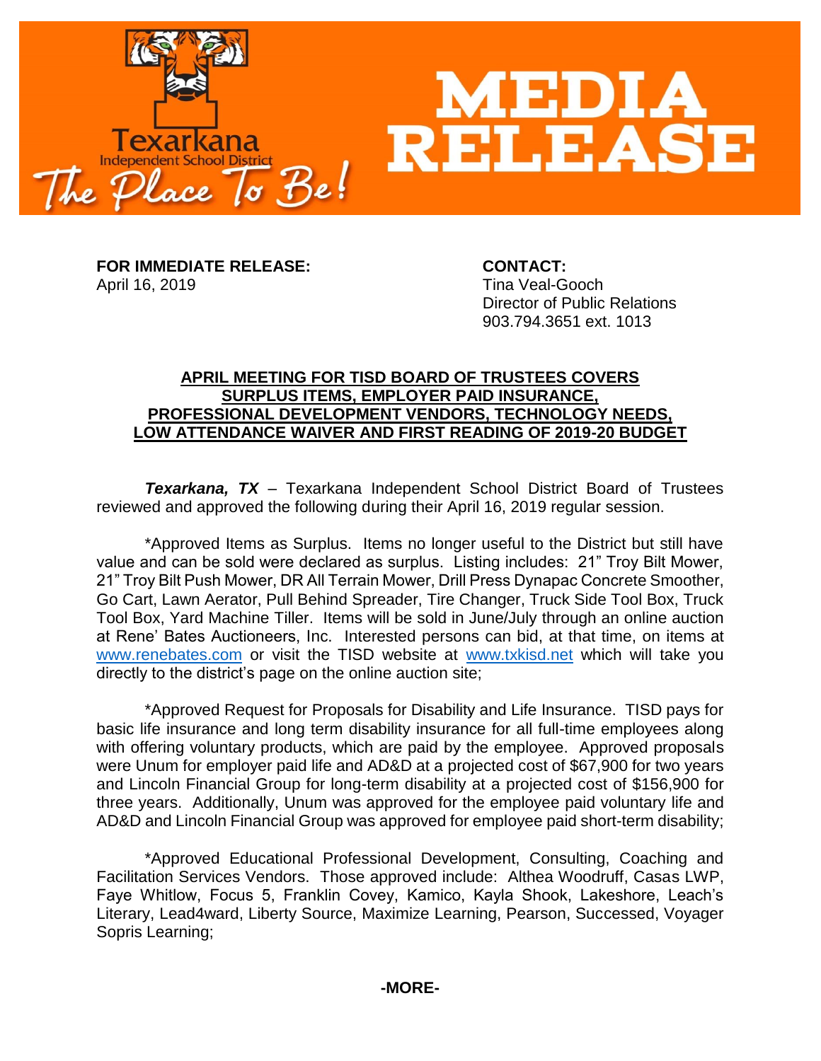Texarkana Independent School District

The Place To Be!

# MEDIA RELEASE

**FOR IMMEDIATE RELEASE:**
April 16, 2019

**CONTACT:**
Tina Veal-Gooch
Director of Public Relations
903.794.3651 ext. 1013

## APRIL MEETING FOR TISD BOARD OF TRUSTEES COVERS SURPLUS ITEMS, EMPLOYER PAID INSURANCE, PROFESSIONAL DEVELOPMENT VENDORS, TECHNOLOGY NEEDS, LOW ATTENDANCE WAIVER AND FIRST READING OF 2019-20 BUDGET

***Texarkana, TX*** – Texarkana Independent School District Board of Trustees reviewed and approved the following during their April 16, 2019 regular session.

*Approved Items as Surplus. Items no longer useful to the District but still have value and can be sold were declared as surplus. Listing includes: 21" Troy Bilt Mower, 21" Troy Bilt Push Mower, DR All Terrain Mower, Drill Press Dynapac Concrete Smoother, Go Cart, Lawn Aerator, Pull Behind Spreader, Tire Changer, Truck Side Tool Box, Truck Tool Box, Yard Machine Tiller. Items will be sold in June/July through an online auction at Rene' Bates Auctioneers, Inc. Interested persons can bid, at that time, on items at www.renebates.com or visit the TISD website at www.txkisd.net which will take you directly to the district's page on the online auction site;

*Approved Request for Proposals for Disability and Life Insurance. TISD pays for basic life insurance and long term disability insurance for all full-time employees along with offering voluntary products, which are paid by the employee. Approved proposals were Unum for employer paid life and AD&D at a projected cost of $67,900 for two years and Lincoln Financial Group for long-term disability at a projected cost of $156,900 for three years. Additionally, Unum was approved for the employee paid voluntary life and AD&D and Lincoln Financial Group was approved for employee paid short-term disability;

*Approved Educational Professional Development, Consulting, Coaching and Facilitation Services Vendors. Those approved include: Althea Woodruff, Casas LWP, Faye Whitlow, Focus 5, Franklin Covey, Kamico, Kayla Shook, Lakeshore, Leach's Literary, Lead4ward, Liberty Source, Maximize Learning, Pearson, Successed, Voyager Sopris Learning;

**-MORE-**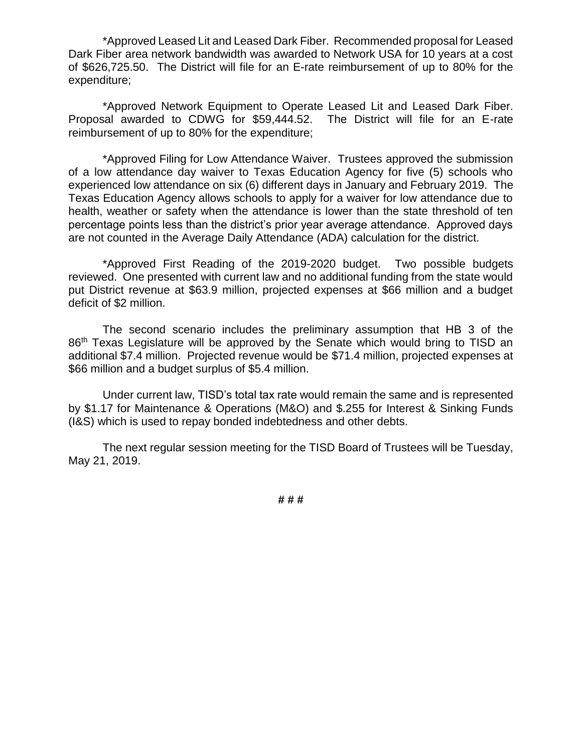*Approved Leased Lit and Leased Dark Fiber. Recommended proposal for Leased Dark Fiber area network bandwidth was awarded to Network USA for 10 years at a cost of $626,725.50. The District will file for an E-rate reimbursement of up to 80% for the expenditure;

*Approved Network Equipment to Operate Leased Lit and Leased Dark Fiber. Proposal awarded to CDWG for $59,444.52. The District will file for an E-rate reimbursement of up to 80% for the expenditure;

*Approved Filing for Low Attendance Waiver. Trustees approved the submission of a low attendance day waiver to Texas Education Agency for five (5) schools who experienced low attendance on six (6) different days in January and February 2019. The Texas Education Agency allows schools to apply for a waiver for low attendance due to health, weather or safety when the attendance is lower than the state threshold of ten percentage points less than the district's prior year average attendance. Approved days are not counted in the Average Daily Attendance (ADA) calculation for the district.

*Approved First Reading of the 2019-2020 budget. Two possible budgets reviewed. One presented with current law and no additional funding from the state would put District revenue at $63.9 million, projected expenses at $66 million and a budget deficit of $2 million.

The second scenario includes the preliminary assumption that HB 3 of the 86th Texas Legislature will be approved by the Senate which would bring to TISD an additional $7.4 million. Projected revenue would be $71.4 million, projected expenses at $66 million and a budget surplus of $5.4 million.

Under current law, TISD's total tax rate would remain the same and is represented by $1.17 for Maintenance & Operations (M&O) and $.255 for Interest & Sinking Funds (I&S) which is used to repay bonded indebtedness and other debts.

The next regular session meeting for the TISD Board of Trustees will be Tuesday, May 21, 2019.

# # #